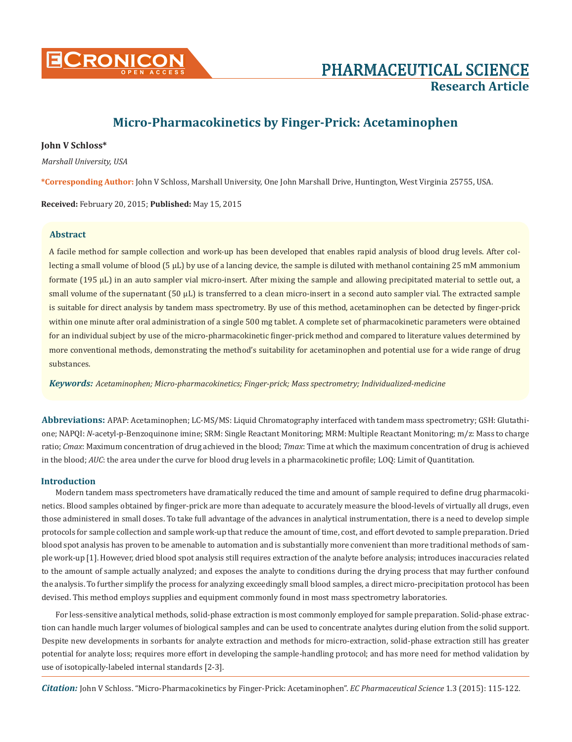# Micro-Pharmacokinetics by Finger-Prick: Acetaminophen

**John V Schloss***

*Marshall University, USA*

***Corresponding Author:** John V Schloss, Marshall University, One John Marshall Drive, Huntington, West Virginia 25755, USA.

**Received:** February 20, 2015; **Published:** May 15, 2015

## Abstract

A facile method for sample collection and work-up has been developed that enables rapid analysis of blood drug levels. After collecting a small volume of blood (5 µL) by use of a lancing device, the sample is diluted with methanol containing 25 mM ammonium formate (195 µL) in an auto sampler vial micro-insert. After mixing the sample and allowing precipitated material to settle out, a small volume of the supernatant (50 µL) is transferred to a clean micro-insert in a second auto sampler vial. The extracted sample is suitable for direct analysis by tandem mass spectrometry. By use of this method, acetaminophen can be detected by finger-prick within one minute after oral administration of a single 500 mg tablet. A complete set of pharmacokinetic parameters were obtained for an individual subject by use of the micro-pharmacokinetic finger-prick method and compared to literature values determined by more conventional methods, demonstrating the method's suitability for acetaminophen and potential use for a wide range of drug substances.

***Keywords:** Acetaminophen; Micro-pharmacokinetics; Finger-prick; Mass spectrometry; Individualized-medicine*

**Abbreviations:** APAP: Acetaminophen; LC-MS/MS: Liquid Chromatography interfaced with tandem mass spectrometry; GSH: Glutathione; NAPQI: *N*-acetyl-p-Benzoquinone imine; SRM: Single Reactant Monitoring; MRM: Multiple Reactant Monitoring; m/z: Mass to charge ratio; *Cmax*: Maximum concentration of drug achieved in the blood; *Tmax*: Time at which the maximum concentration of drug is achieved in the blood; *AUC*: the area under the curve for blood drug levels in a pharmacokinetic profile; LOQ: Limit of Quantitation.

## Introduction

Modern tandem mass spectrometers have dramatically reduced the time and amount of sample required to define drug pharmacokinetics. Blood samples obtained by finger-prick are more than adequate to accurately measure the blood-levels of virtually all drugs, even those administered in small doses. To take full advantage of the advances in analytical instrumentation, there is a need to develop simple protocols for sample collection and sample work-up that reduce the amount of time, cost, and effort devoted to sample preparation. Dried blood spot analysis has proven to be amenable to automation and is substantially more convenient than more traditional methods of sample work-up [1]. However, dried blood spot analysis still requires extraction of the analyte before analysis; introduces inaccuracies related to the amount of sample actually analyzed; and exposes the analyte to conditions during the drying process that may further confound the analysis. To further simplify the process for analyzing exceedingly small blood samples, a direct micro-precipitation protocol has been devised. This method employs supplies and equipment commonly found in most mass spectrometry laboratories.

For less-sensitive analytical methods, solid-phase extraction is most commonly employed for sample preparation. Solid-phase extraction can handle much larger volumes of biological samples and can be used to concentrate analytes during elution from the solid support. Despite new developments in sorbants for analyte extraction and methods for micro-extraction, solid-phase extraction still has greater potential for analyte loss; requires more effort in developing the sample-handling protocol; and has more need for method validation by use of isotopically-labeled internal standards [2-3].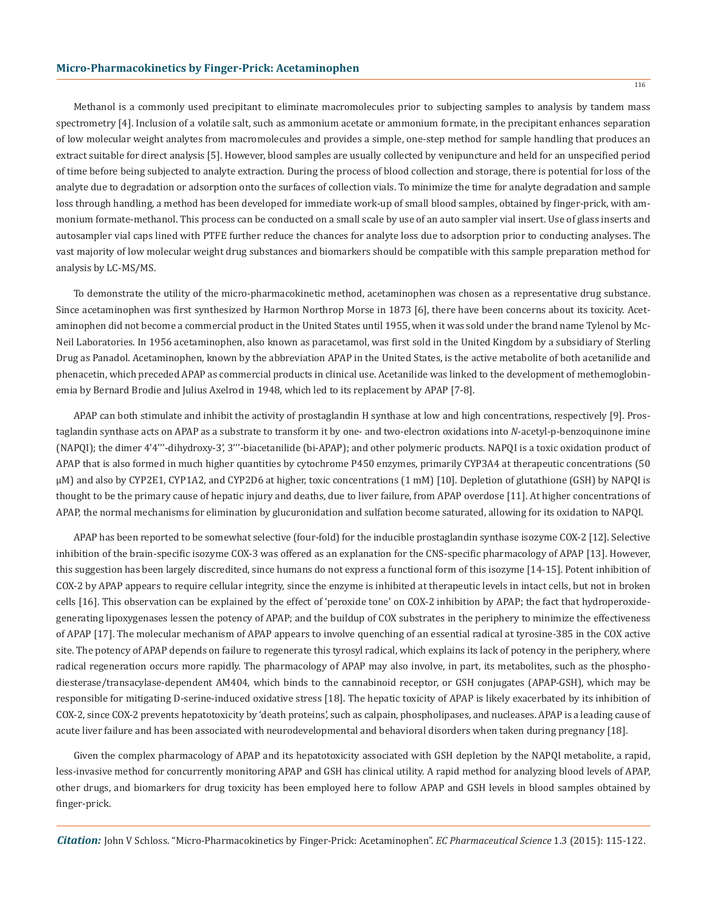Methanol is a commonly used precipitant to eliminate macromolecules prior to subjecting samples to analysis by tandem mass spectrometry [4]. Inclusion of a volatile salt, such as ammonium acetate or ammonium formate, in the precipitant enhances separation of low molecular weight analytes from macromolecules and provides a simple, one-step method for sample handling that produces an extract suitable for direct analysis [5]. However, blood samples are usually collected by venipuncture and held for an unspecified period of time before being subjected to analyte extraction. During the process of blood collection and storage, there is potential for loss of the analyte due to degradation or adsorption onto the surfaces of collection vials. To minimize the time for analyte degradation and sample loss through handling, a method has been developed for immediate work-up of small blood samples, obtained by finger-prick, with ammonium formate-methanol. This process can be conducted on a small scale by use of an auto sampler vial insert. Use of glass inserts and autosampler vial caps lined with PTFE further reduce the chances for analyte loss due to adsorption prior to conducting analyses. The vast majority of low molecular weight drug substances and biomarkers should be compatible with this sample preparation method for analysis by LC-MS/MS.

To demonstrate the utility of the micro-pharmacokinetic method, acetaminophen was chosen as a representative drug substance. Since acetaminophen was first synthesized by Harmon Northrop Morse in 1873 [6], there have been concerns about its toxicity. Acetaminophen did not become a commercial product in the United States until 1955, when it was sold under the brand name Tylenol by McNeil Laboratories. In 1956 acetaminophen, also known as paracetamol, was first sold in the United Kingdom by a subsidiary of Sterling Drug as Panadol. Acetaminophen, known by the abbreviation APAP in the United States, is the active metabolite of both acetanilide and phenacetin, which preceded APAP as commercial products in clinical use. Acetanilide was linked to the development of methemoglobinemia by Bernard Brodie and Julius Axelrod in 1948, which led to its replacement by APAP [7-8].

APAP can both stimulate and inhibit the activity of prostaglandin H synthase at low and high concentrations, respectively [9]. Prostaglandin synthase acts on APAP as a substrate to transform it by one- and two-electron oxidations into *N*-acetyl-p-benzoquinone imine (NAPQI); the dimer 4'4'''-dihydroxy-3', 3'''-biacetanilide (bi-APAP); and other polymeric products. NAPQI is a toxic oxidation product of APAP that is also formed in much higher quantities by cytochrome P450 enzymes, primarily CYP3A4 at therapeutic concentrations (50 μM) and also by CYP2E1, CYP1A2, and CYP2D6 at higher, toxic concentrations (1 mM) [10]. Depletion of glutathione (GSH) by NAPQI is thought to be the primary cause of hepatic injury and deaths, due to liver failure, from APAP overdose [11]. At higher concentrations of APAP, the normal mechanisms for elimination by glucuronidation and sulfation become saturated, allowing for its oxidation to NAPQI.

APAP has been reported to be somewhat selective (four-fold) for the inducible prostaglandin synthase isozyme COX-2 [12]. Selective inhibition of the brain-specific isozyme COX-3 was offered as an explanation for the CNS-specific pharmacology of APAP [13]. However, this suggestion has been largely discredited, since humans do not express a functional form of this isozyme [14-15]. Potent inhibition of COX-2 by APAP appears to require cellular integrity, since the enzyme is inhibited at therapeutic levels in intact cells, but not in broken cells [16]. This observation can be explained by the effect of 'peroxide tone' on COX-2 inhibition by APAP; the fact that hydroperoxide-generating lipoxygenases lessen the potency of APAP; and the buildup of COX substrates in the periphery to minimize the effectiveness of APAP [17]. The molecular mechanism of APAP appears to involve quenching of an essential radical at tyrosine-385 in the COX active site. The potency of APAP depends on failure to regenerate this tyrosyl radical, which explains its lack of potency in the periphery, where radical regeneration occurs more rapidly. The pharmacology of APAP may also involve, in part, its metabolites, such as the phosphodiesterase/transacylase-dependent AM404, which binds to the cannabinoid receptor, or GSH conjugates (APAP-GSH), which may be responsible for mitigating D-serine-induced oxidative stress [18]. The hepatic toxicity of APAP is likely exacerbated by its inhibition of COX-2, since COX-2 prevents hepatotoxicity by 'death proteins', such as calpain, phospholipases, and nucleases. APAP is a leading cause of acute liver failure and has been associated with neurodevelopmental and behavioral disorders when taken during pregnancy [18].

Given the complex pharmacology of APAP and its hepatotoxicity associated with GSH depletion by the NAPQI metabolite, a rapid, less-invasive method for concurrently monitoring APAP and GSH has clinical utility. A rapid method for analyzing blood levels of APAP, other drugs, and biomarkers for drug toxicity has been employed here to follow APAP and GSH levels in blood samples obtained by finger-prick.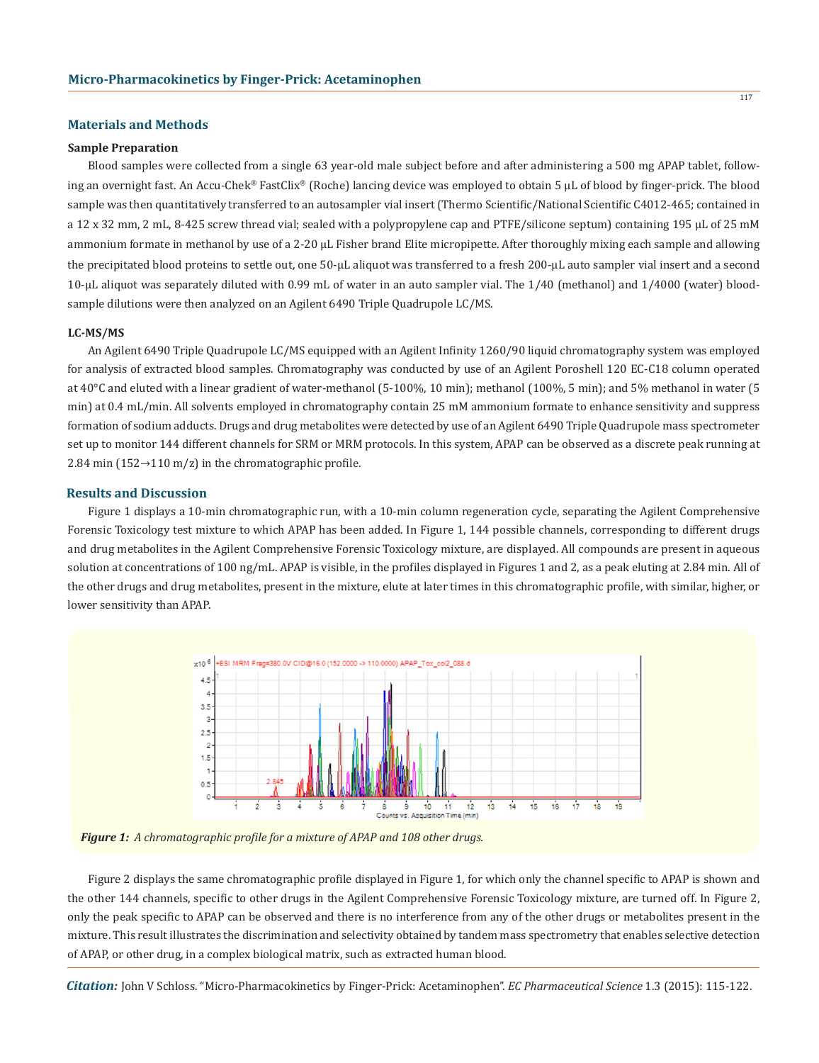## Materials and Methods

### Sample Preparation

Blood samples were collected from a single 63 year-old male subject before and after administering a 500 mg APAP tablet, following an overnight fast. An Accu-Chek® FastClix® (Roche) lancing device was employed to obtain 5 µL of blood by finger-prick. The blood sample was then quantitatively transferred to an autosampler vial insert (Thermo Scientific/National Scientific C4012-465; contained in a 12 x 32 mm, 2 mL, 8-425 screw thread vial; sealed with a polypropylene cap and PTFE/silicone septum) containing 195 µL of 25 mM ammonium formate in methanol by use of a 2-20 µL Fisher brand Elite micropipette. After thoroughly mixing each sample and allowing the precipitated blood proteins to settle out, one 50-µL aliquot was transferred to a fresh 200-µL auto sampler vial insert and a second 10-µL aliquot was separately diluted with 0.99 mL of water in an auto sampler vial. The 1/40 (methanol) and 1/4000 (water) blood-sample dilutions were then analyzed on an Agilent 6490 Triple Quadrupole LC/MS.

### LC-MS/MS

An Agilent 6490 Triple Quadrupole LC/MS equipped with an Agilent Infinity 1260/90 liquid chromatography system was employed for analysis of extracted blood samples. Chromatography was conducted by use of an Agilent Poroshell 120 EC-C18 column operated at 40°C and eluted with a linear gradient of water-methanol (5-100%, 10 min); methanol (100%, 5 min); and 5% methanol in water (5 min) at 0.4 mL/min. All solvents employed in chromatography contain 25 mM ammonium formate to enhance sensitivity and suppress formation of sodium adducts. Drugs and drug metabolites were detected by use of an Agilent 6490 Triple Quadrupole mass spectrometer set up to monitor 144 different channels for SRM or MRM protocols. In this system, APAP can be observed as a discrete peak running at 2.84 min (152→110 m/z) in the chromatographic profile.

## Results and Discussion

Figure 1 displays a 10-min chromatographic run, with a 10-min column regeneration cycle, separating the Agilent Comprehensive Forensic Toxicology test mixture to which APAP has been added. In Figure 1, 144 possible channels, corresponding to different drugs and drug metabolites in the Agilent Comprehensive Forensic Toxicology mixture, are displayed. All compounds are present in aqueous solution at concentrations of 100 ng/mL. APAP is visible, in the profiles displayed in Figures 1 and 2, as a peak eluting at 2.84 min. All of the other drugs and drug metabolites, present in the mixture, elute at later times in this chromatographic profile, with similar, higher, or lower sensitivity than APAP.

***Figure 1:*** *A chromatographic profile for a mixture of APAP and 108 other drugs.*

Figure 2 displays the same chromatographic profile displayed in Figure 1, for which only the channel specific to APAP is shown and the other 144 channels, specific to other drugs in the Agilent Comprehensive Forensic Toxicology mixture, are turned off. In Figure 2, only the peak specific to APAP can be observed and there is no interference from any of the other drugs or metabolites present in the mixture. This result illustrates the discrimination and selectivity obtained by tandem mass spectrometry that enables selective detection of APAP, or other drug, in a complex biological matrix, such as extracted human blood.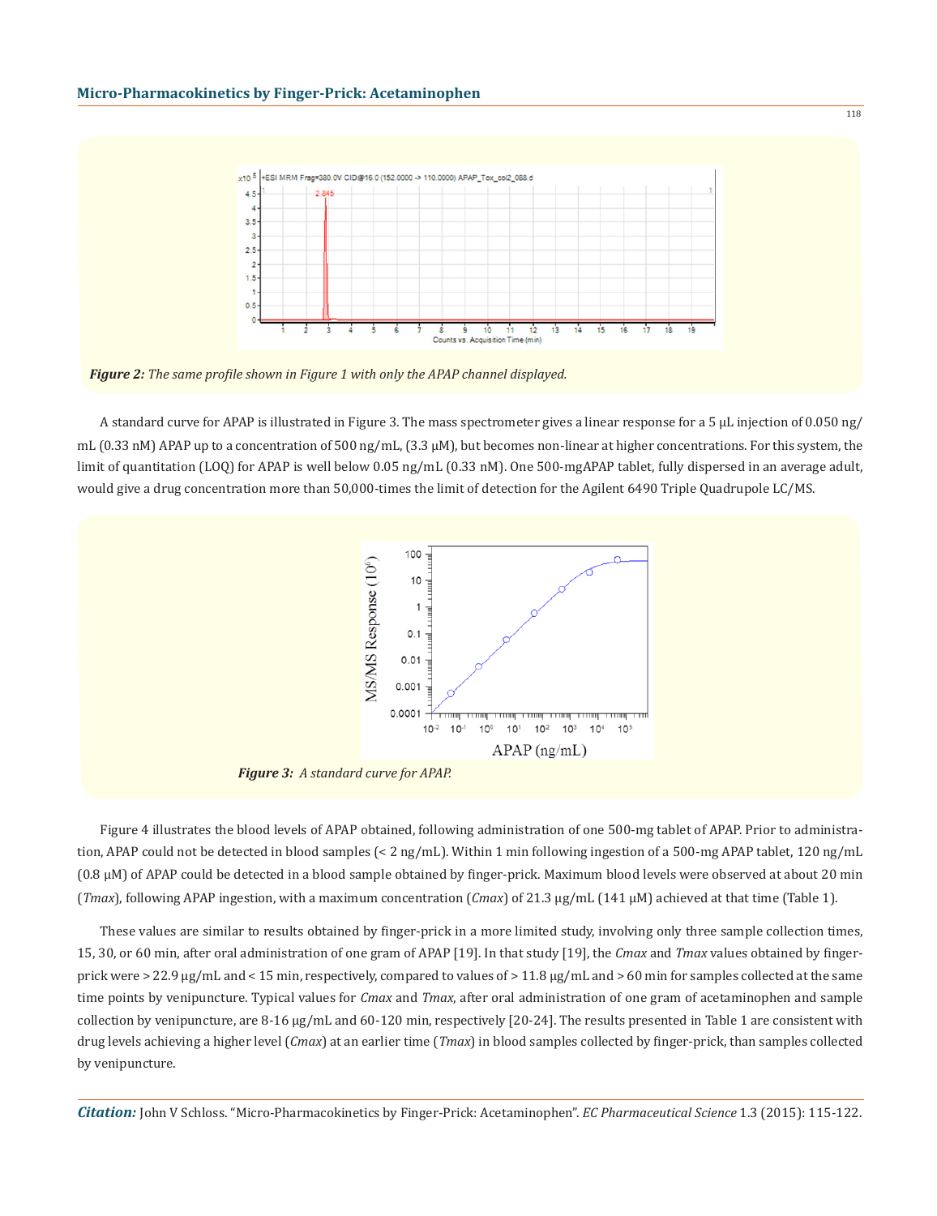*Figure 2: The same profile shown in Figure 1 with only the APAP channel displayed.*

A standard curve for APAP is illustrated in Figure 3. The mass spectrometer gives a linear response for a 5 μL injection of 0.050 ng/mL (0.33 nM) APAP up to a concentration of 500 ng/mL, (3.3 μM), but becomes non-linear at higher concentrations. For this system, the limit of quantitation (LOQ) for APAP is well below 0.05 ng/mL (0.33 nM). One 500-mgAPAP tablet, fully dispersed in an average adult, would give a drug concentration more than 50,000-times the limit of detection for the Agilent 6490 Triple Quadrupole LC/MS.

*Figure 3: A standard curve for APAP.*

Figure 4 illustrates the blood levels of APAP obtained, following administration of one 500-mg tablet of APAP. Prior to administration, APAP could not be detected in blood samples (< 2 ng/mL). Within 1 min following ingestion of a 500-mg APAP tablet, 120 ng/mL (0.8 μM) of APAP could be detected in a blood sample obtained by finger-prick. Maximum blood levels were observed at about 20 min (*Tmax*), following APAP ingestion, with a maximum concentration (*Cmax*) of 21.3 μg/mL (141 μM) achieved at that time (Table 1).

These values are similar to results obtained by finger-prick in a more limited study, involving only three sample collection times, 15, 30, or 60 min, after oral administration of one gram of APAP [19]. In that study [19], the *Cmax* and *Tmax* values obtained by finger-prick were > 22.9 μg/mL and < 15 min, respectively, compared to values of > 11.8 μg/mL and > 60 min for samples collected at the same time points by venipuncture. Typical values for *Cmax* and *Tmax*, after oral administration of one gram of acetaminophen and sample collection by venipuncture, are 8-16 μg/mL and 60-120 min, respectively [20-24]. The results presented in Table 1 are consistent with drug levels achieving a higher level (*Cmax*) at an earlier time (*Tmax*) in blood samples collected by finger-prick, than samples collected by venipuncture.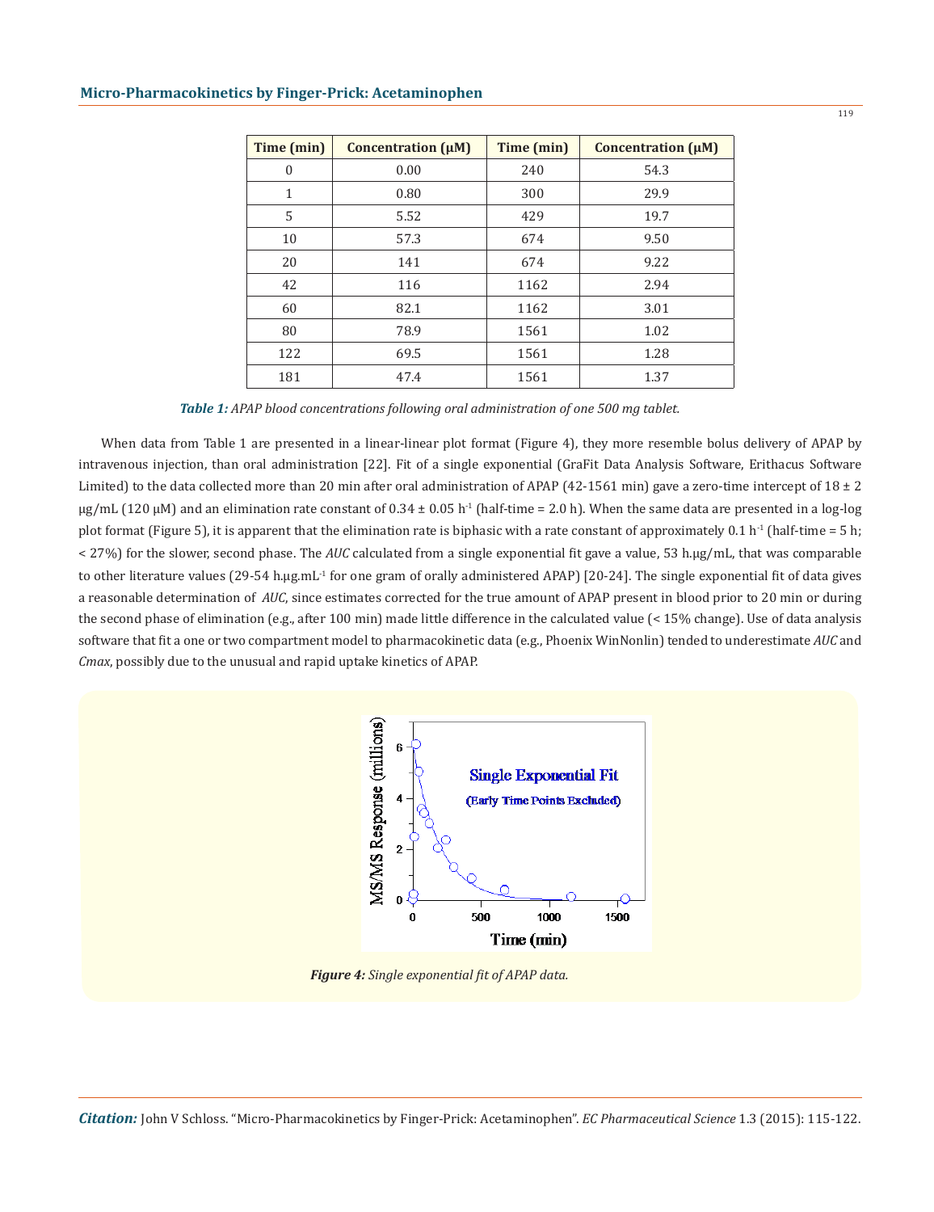| Time (min) | Concentration (μM) | Time (min) | Concentration (μM) |
|---|---|---|---|
| 0 | 0.00 | 240 | 54.3 |
| 1 | 0.80 | 300 | 29.9 |
| 5 | 5.52 | 429 | 19.7 |
| 10 | 57.3 | 674 | 9.50 |
| 20 | 141 | 674 | 9.22 |
| 42 | 116 | 1162 | 2.94 |
| 60 | 82.1 | 1162 | 3.01 |
| 80 | 78.9 | 1561 | 1.02 |
| 122 | 69.5 | 1561 | 1.28 |
| 181 | 47.4 | 1561 | 1.37 |

***Table 1:*** *APAP blood concentrations following oral administration of one 500 mg tablet.*

When data from Table 1 are presented in a linear-linear plot format (Figure 4), they more resemble bolus delivery of APAP by intravenous injection, than oral administration [22]. Fit of a single exponential (GraFit Data Analysis Software, Erithacus Software Limited) to the data collected more than 20 min after oral administration of APAP (42-1561 min) gave a zero-time intercept of 18 ± 2 μg/mL (120 μM) and an elimination rate constant of 0.34 ± 0.05 $h^{-1}$ (half-time = 2.0 h). When the same data are presented in a log-log plot format (Figure 5), it is apparent that the elimination rate is biphasic with a rate constant of approximately 0.1 $h^{-1}$ (half-time = 5 h; < 27%) for the slower, second phase. The *AUC* calculated from a single exponential fit gave a value, 53 h.μg/mL, that was comparable to other literature values (29-54 h.μg.$mL^{-1}$ for one gram of orally administered APAP) [20-24]. The single exponential fit of data gives a reasonable determination of *AUC*, since estimates corrected for the true amount of APAP present in blood prior to 20 min or during the second phase of elimination (e.g., after 100 min) made little difference in the calculated value (< 15% change). Use of data analysis software that fit a one or two compartment model to pharmacokinetic data (e.g., Phoenix WinNonlin) tended to underestimate *AUC* and *Cmax*, possibly due to the unusual and rapid uptake kinetics of APAP.

***Figure 4:*** *Single exponential fit of APAP data.*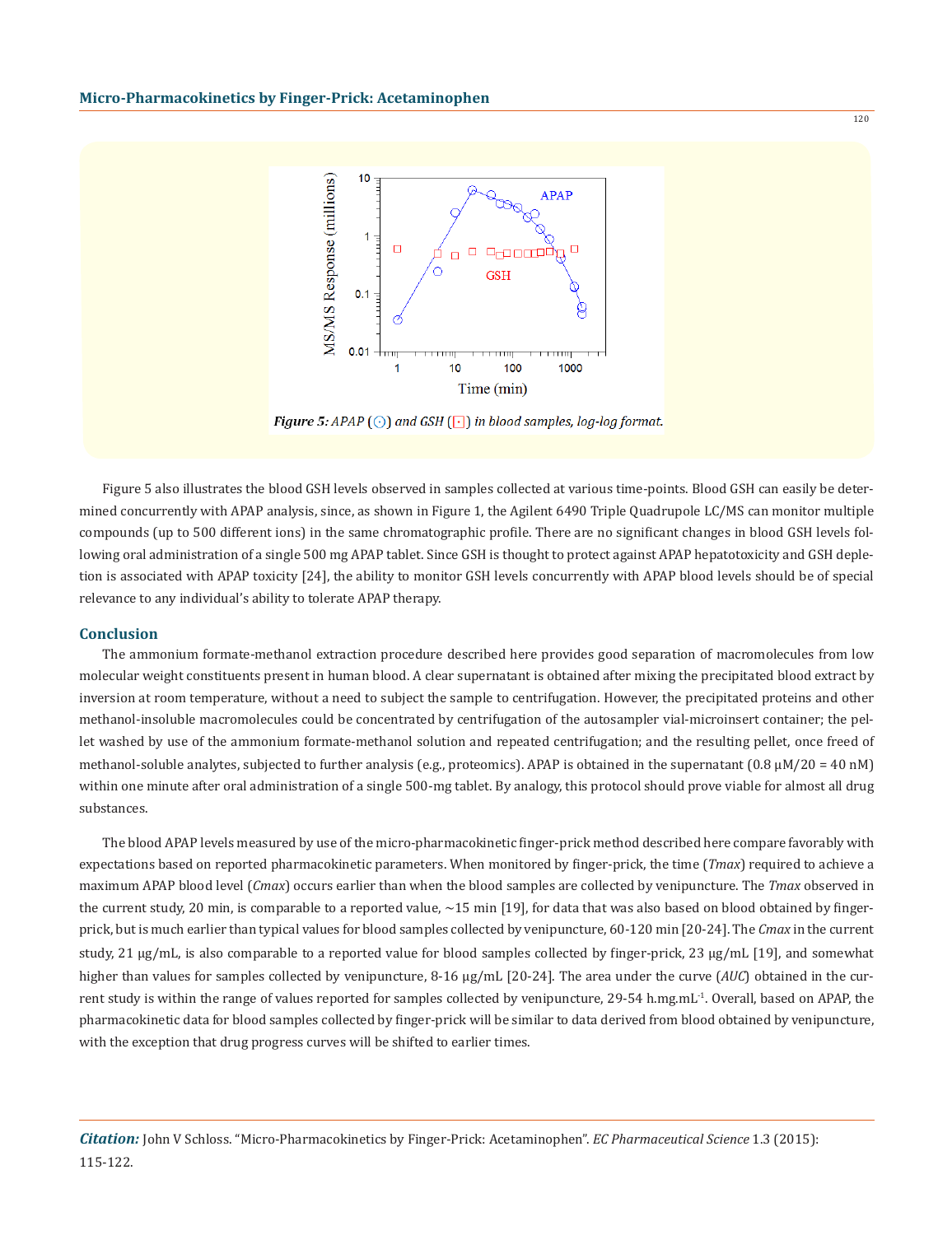Figure 5: APAP (⊙) and GSH (⊡) in blood samples, log-log format.

Figure 5 also illustrates the blood GSH levels observed in samples collected at various time-points. Blood GSH can easily be determined concurrently with APAP analysis, since, as shown in Figure 1, the Agilent 6490 Triple Quadrupole LC/MS can monitor multiple compounds (up to 500 different ions) in the same chromatographic profile. There are no significant changes in blood GSH levels following oral administration of a single 500 mg APAP tablet. Since GSH is thought to protect against APAP hepatotoxicity and GSH depletion is associated with APAP toxicity [24], the ability to monitor GSH levels concurrently with APAP blood levels should be of special relevance to any individual's ability to tolerate APAP therapy.

## Conclusion

The ammonium formate-methanol extraction procedure described here provides good separation of macromolecules from low molecular weight constituents present in human blood. A clear supernatant is obtained after mixing the precipitated blood extract by inversion at room temperature, without a need to subject the sample to centrifugation. However, the precipitated proteins and other methanol-insoluble macromolecules could be concentrated by centrifugation of the autosampler vial-microinsert container; the pellet washed by use of the ammonium formate-methanol solution and repeated centrifugation; and the resulting pellet, once freed of methanol-soluble analytes, subjected to further analysis (e.g., proteomics). APAP is obtained in the supernatant (0.8 μM/20 = 40 nM) within one minute after oral administration of a single 500-mg tablet. By analogy, this protocol should prove viable for almost all drug substances.

The blood APAP levels measured by use of the micro-pharmacokinetic finger-prick method described here compare favorably with expectations based on reported pharmacokinetic parameters. When monitored by finger-prick, the time (*Tmax*) required to achieve a maximum APAP blood level (*Cmax*) occurs earlier than when the blood samples are collected by venipuncture. The *Tmax* observed in the current study, 20 min, is comparable to a reported value, ~15 min [19], for data that was also based on blood obtained by finger-prick, but is much earlier than typical values for blood samples collected by venipuncture, 60-120 min [20-24]. The *Cmax* in the current study, 21 μg/mL, is also comparable to a reported value for blood samples collected by finger-prick, 23 μg/mL [19], and somewhat higher than values for samples collected by venipuncture, 8-16 μg/mL [20-24]. The area under the curve (*AUC*) obtained in the current study is within the range of values reported for samples collected by venipuncture, 29-54 h.mg.mL$^{-1}$. Overall, based on APAP, the pharmacokinetic data for blood samples collected by finger-prick will be similar to data derived from blood obtained by venipuncture, with the exception that drug progress curves will be shifted to earlier times.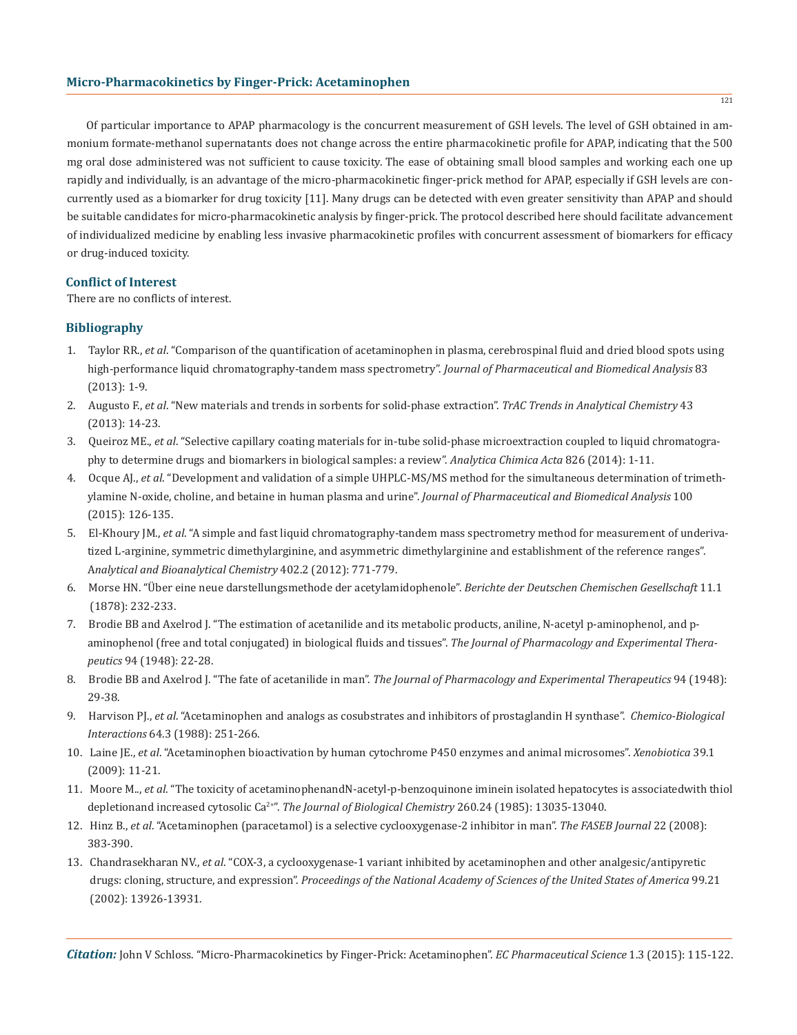Of particular importance to APAP pharmacology is the concurrent measurement of GSH levels. The level of GSH obtained in ammonium formate-methanol supernatants does not change across the entire pharmacokinetic profile for APAP, indicating that the 500 mg oral dose administered was not sufficient to cause toxicity. The ease of obtaining small blood samples and working each one up rapidly and individually, is an advantage of the micro-pharmacokinetic finger-prick method for APAP, especially if GSH levels are concurrently used as a biomarker for drug toxicity [11]. Many drugs can be detected with even greater sensitivity than APAP and should be suitable candidates for micro-pharmacokinetic analysis by finger-prick. The protocol described here should facilitate advancement of individualized medicine by enabling less invasive pharmacokinetic profiles with concurrent assessment of biomarkers for efficacy or drug-induced toxicity.

## Conflict of Interest

There are no conflicts of interest.

## Bibliography

1. Taylor RR., *et al*. "Comparison of the quantification of acetaminophen in plasma, cerebrospinal fluid and dried blood spots using high-performance liquid chromatography-tandem mass spectrometry". *Journal of Pharmaceutical and Biomedical Analysis* 83 (2013): 1-9.
2. Augusto F., *et al*. "New materials and trends in sorbents for solid-phase extraction". *TrAC Trends in Analytical Chemistry* 43 (2013): 14-23.
3. Queiroz ME., *et al*. "Selective capillary coating materials for in-tube solid-phase microextraction coupled to liquid chromatography to determine drugs and biomarkers in biological samples: a review". *Analytica Chimica Acta* 826 (2014): 1-11.
4. Ocque AJ., *et al*. "Development and validation of a simple UHPLC-MS/MS method for the simultaneous determination of trimethylamine N-oxide, choline, and betaine in human plasma and urine". *Journal of Pharmaceutical and Biomedical Analysis* 100 (2015): 126-135.
5. El-Khoury JM., *et al*. "A simple and fast liquid chromatography-tandem mass spectrometry method for measurement of underivatized L-arginine, symmetric dimethylarginine, and asymmetric dimethylarginine and establishment of the reference ranges". *Analytical and Bioanalytical Chemistry* 402.2 (2012): 771-779.
6. Morse HN. "Über eine neue darstellungsmethode der acetylamidophenole". *Berichte der Deutschen Chemischen Gesellschaft* 11.1 (1878): 232-233.
7. Brodie BB and Axelrod J. "The estimation of acetanilide and its metabolic products, aniline, N-acetyl p-aminophenol, and p-aminophenol (free and total conjugated) in biological fluids and tissues". *The Journal of Pharmacology and Experimental Therapeutics* 94 (1948): 22-28.
8. Brodie BB and Axelrod J. "The fate of acetanilide in man". *The Journal of Pharmacology and Experimental Therapeutics* 94 (1948): 29-38.
9. Harvison PJ., *et al*. "Acetaminophen and analogs as cosubstrates and inhibitors of prostaglandin H synthase". *Chemico-Biological Interactions* 64.3 (1988): 251-266.
10. Laine JE., *et al*. "Acetaminophen bioactivation by human cytochrome P450 enzymes and animal microsomes". *Xenobiotica* 39.1 (2009): 11-21.
11. Moore M.., *et al*. "The toxicity of acetaminophenandN-acetyl-p-benzoquinone iminein isolated hepatocytes is associatedwith thiol depletionand increased cytosolic $Ca^{2+}$". *The Journal of Biological Chemistry* 260.24 (1985): 13035-13040.
12. Hinz B., *et al*. "Acetaminophen (paracetamol) is a selective cyclooxygenase-2 inhibitor in man". *The FASEB Journal* 22 (2008): 383-390.
13. Chandrasekharan NV., *et al*. "COX-3, a cyclooxygenase-1 variant inhibited by acetaminophen and other analgesic/antipyretic drugs: cloning, structure, and expression". *Proceedings of the National Academy of Sciences of the United States of America* 99.21 (2002): 13926-13931.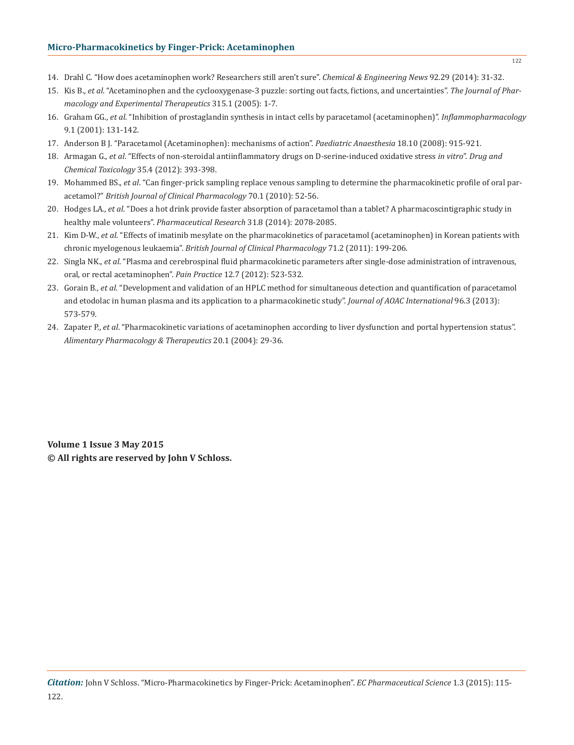14. Drahl C. "How does acetaminophen work? Researchers still aren't sure". *Chemical & Engineering News* 92.29 (2014): 31-32.
15. Kis B., *et al*. "Acetaminophen and the cyclooxygenase-3 puzzle: sorting out facts, fictions, and uncertainties". *The Journal of Pharmacology and Experimental Therapeutics* 315.1 (2005): 1-7.
16. Graham GG., *et al*. "Inhibition of prostaglandin synthesis in intact cells by paracetamol (acetaminophen)". *Inflammopharmacology* 9.1 (2001): 131-142.
17. Anderson B J. "Paracetamol (Acetaminophen): mechanisms of action". *Paediatric Anaesthesia* 18.10 (2008): 915-921.
18. Armagan G., *et al*. "Effects of non-steroidal antiinflammatory drugs on D-serine-induced oxidative stress *in vitro*". *Drug and Chemical Toxicology* 35.4 (2012): 393-398.
19. Mohammed BS., *et al*. "Can finger-prick sampling replace venous sampling to determine the pharmacokinetic profile of oral paracetamol?" *British Journal of Clinical Pharmacology* 70.1 (2010): 52-56.
20. Hodges LA., *et al*. "Does a hot drink provide faster absorption of paracetamol than a tablet? A pharmacoscintigraphic study in healthy male volunteers". *Pharmaceutical Research* 31.8 (2014): 2078-2085.
21. Kim D-W., *et al*. "Effects of imatinib mesylate on the pharmacokinetics of paracetamol (acetaminophen) in Korean patients with chronic myelogenous leukaemia". *British Journal of Clinical Pharmacology* 71.2 (2011): 199-206.
22. Singla NK., *et al*. "Plasma and cerebrospinal fluid pharmacokinetic parameters after single-dose administration of intravenous, oral, or rectal acetaminophen". *Pain Practice* 12.7 (2012): 523-532.
23. Gorain B., *et al*. "Development and validation of an HPLC method for simultaneous detection and quantification of paracetamol and etodolac in human plasma and its application to a pharmacokinetic study". *Journal of AOAC International* 96.3 (2013): 573-579.
24. Zapater P., *et al*. "Pharmacokinetic variations of acetaminophen according to liver dysfunction and portal hypertension status". *Alimentary Pharmacology & Therapeutics* 20.1 (2004): 29-36.

**Volume 1 Issue 3 May 2015**
**© All rights are reserved by John V Schloss.**